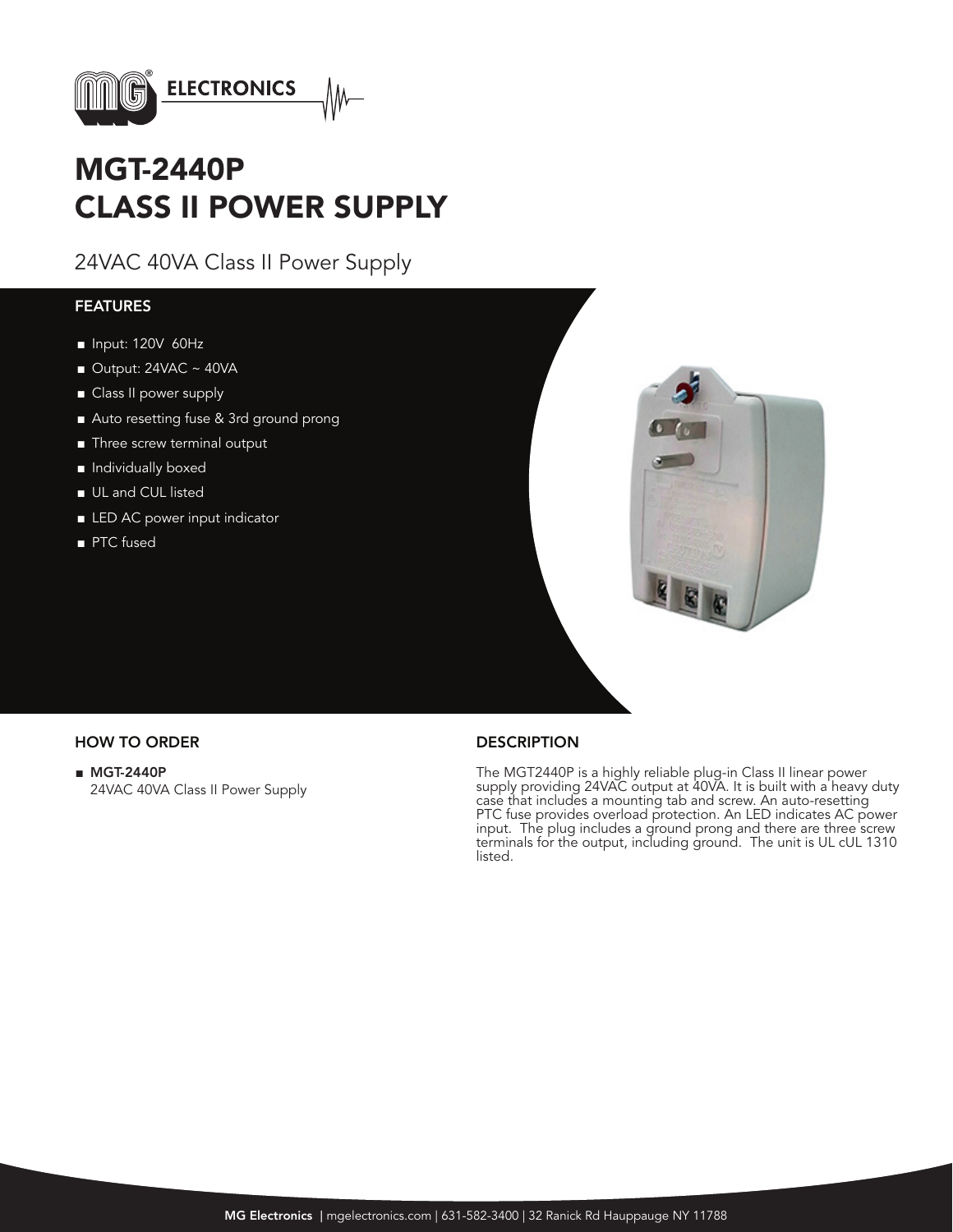MG® ELECTRONICS

# MGT-2440P
# CLASS II POWER SUPPLY

## 24VAC 40VA Class II Power Supply

### FEATURES

- Input: 120V 60Hz
- Output: 24VAC ~ 40VA
- Class II power supply
- Auto resetting fuse & 3rd ground prong
- Three screw terminal output
- Individually boxed
- UL and CUL listed
- LED AC power input indicator
- PTC fused

### HOW TO ORDER

- **MGT-2440P**
  24VAC 40VA Class II Power Supply

### DESCRIPTION

The MGT2440P is a highly reliable plug-in Class II linear power supply providing 24VAC output at 40VA. It is built with a heavy duty case that includes a mounting tab and screw. An auto-resetting PTC fuse provides overload protection. An LED indicates AC power input. The plug includes a ground prong and there are three screw terminals for the output, including ground. The unit is UL cUL 1310 listed.

**MG Electronics** | mgelectronics.com | 631-582-3400 | 32 Ranick Rd Hauppauge NY 11788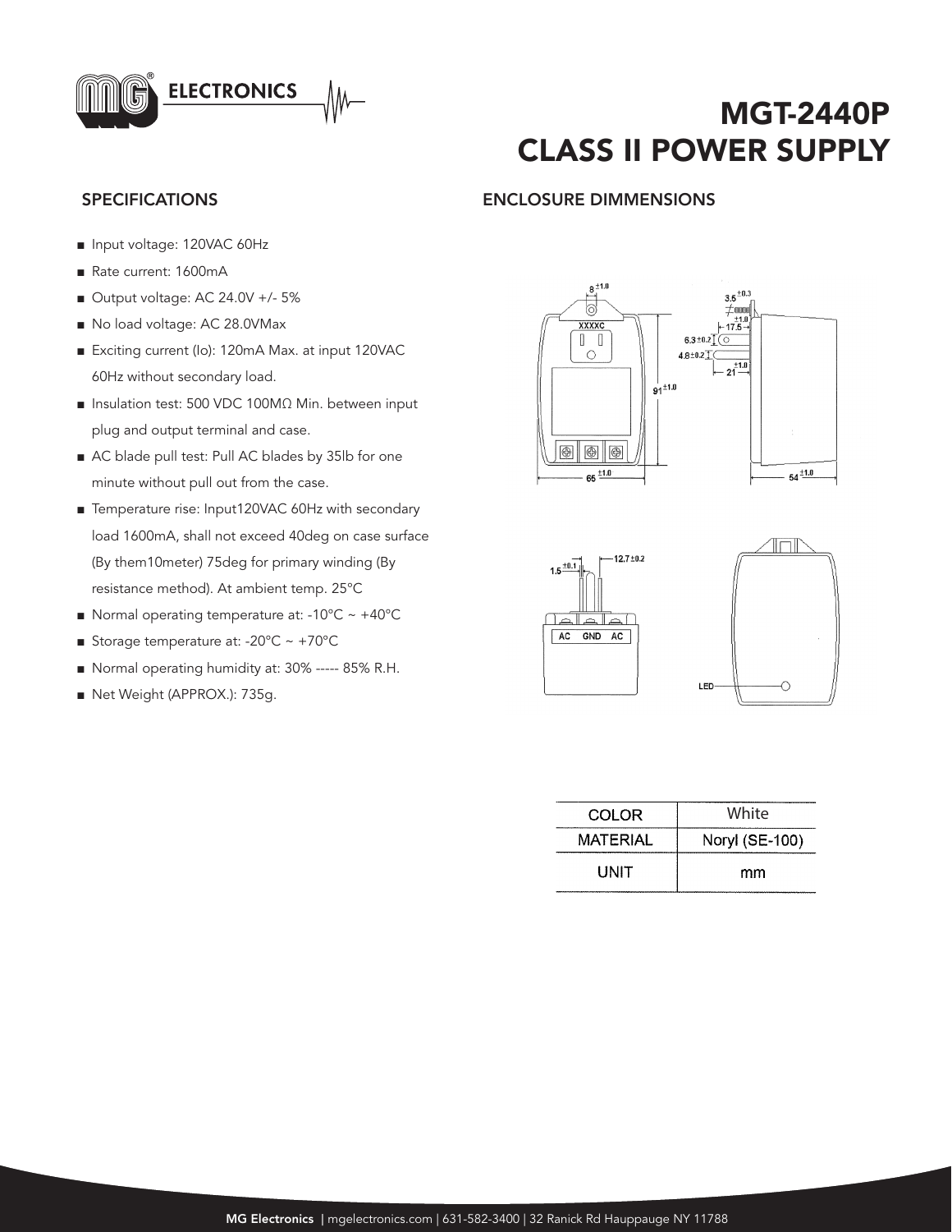# MGT-2440P
# CLASS II POWER SUPPLY

## SPECIFICATIONS

- Input voltage: 120VAC 60Hz
- Rate current: 1600mA
- Output voltage: AC 24.0V +/- 5%
- No load voltage: AC 28.0VMax
- Exciting current (Io): 120mA Max. at input 120VAC 60Hz without secondary load.
- Insulation test: 500 VDC 100MΩ Min. between input plug and output terminal and case.
- AC blade pull test: Pull AC blades by 35lb for one minute without pull out from the case.
- Temperature rise: Input120VAC 60Hz with secondary load 1600mA, shall not exceed 40deg on case surface (By them10meter) 75deg for primary winding (By resistance method). At ambient temp. 25°C
- Normal operating temperature at: -10°C ~ +40°C
- Storage temperature at: -20°C ~ +70°C
- Normal operating humidity at: 30% ----- 85% R.H.
- Net Weight (APPROX.): 735g.

## ENCLOSURE DIMMENSIONS

8 ±1.0
XXXXC
91 ±1.0
65 ±1.0
3.5 ±0.3
17.5 ±1.0
6.3 ±0.2
4.8 ±0.2
21 ±1.0
54 ±1.0
1.5 ±0.1
12.7 ±0.2
AC GND AC
LED

| | |
|---|---|
| COLOR | White |
| MATERIAL | Noryl (SE-100) |
| UNIT | mm |

MG Electronics | mgelectronics.com | 631-582-3400 | 32 Ranick Rd Hauppauge NY 11788